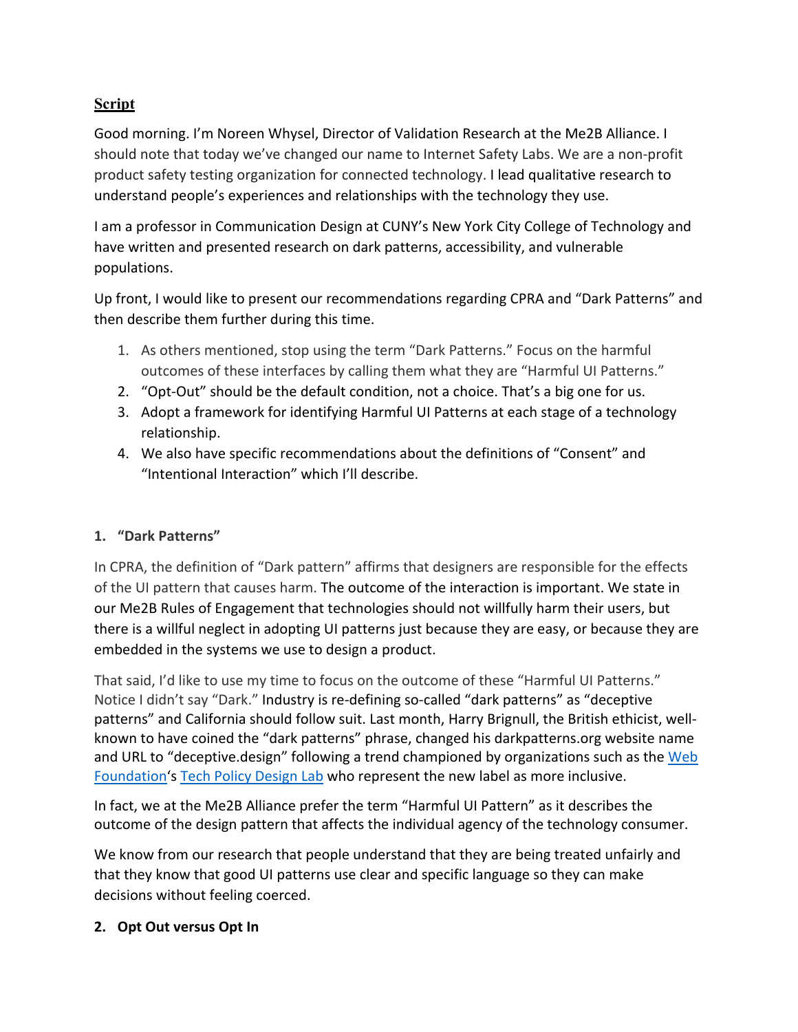## Script

Good morning. I'm Noreen Whysel, Director of Validation Research at the Me2B Alliance. I should note that today we've changed our name to Internet Safety Labs. We are a non-profit product safety testing organization for connected technology. I lead qualitative research to understand people's experiences and relationships with the technology they use.

I am a professor in Communication Design at CUNY's New York City College of Technology and have written and presented research on dark patterns, accessibility, and vulnerable populations.

Up front, I would like to present our recommendations regarding CPRA and "Dark Patterns" and then describe them further during this time.

1. As others mentioned, stop using the term "Dark Patterns." Focus on the harmful outcomes of these interfaces by calling them what they are "Harmful UI Patterns."
2. "Opt-Out" should be the default condition, not a choice. That's a big one for us.
3. Adopt a framework for identifying Harmful UI Patterns at each stage of a technology relationship.
4. We also have specific recommendations about the definitions of "Consent" and "Intentional Interaction" which I'll describe.

### 1. "Dark Patterns"

In CPRA, the definition of "Dark pattern" affirms that designers are responsible for the effects of the UI pattern that causes harm. The outcome of the interaction is important. We state in our Me2B Rules of Engagement that technologies should not willfully harm their users, but there is a willful neglect in adopting UI patterns just because they are easy, or because they are embedded in the systems we use to design a product.

That said, I'd like to use my time to focus on the outcome of these "Harmful UI Patterns." Notice I didn't say "Dark." Industry is re-defining so-called "dark patterns" as "deceptive patterns" and California should follow suit. Last month, Harry Brignull, the British ethicist, well-known to have coined the "dark patterns" phrase, changed his darkpatterns.org website name and URL to "deceptive.design" following a trend championed by organizations such as the Web Foundation's Tech Policy Design Lab who represent the new label as more inclusive.

In fact, we at the Me2B Alliance prefer the term "Harmful UI Pattern" as it describes the outcome of the design pattern that affects the individual agency of the technology consumer.

We know from our research that people understand that they are being treated unfairly and that they know that good UI patterns use clear and specific language so they can make decisions without feeling coerced.

### 2. Opt Out versus Opt In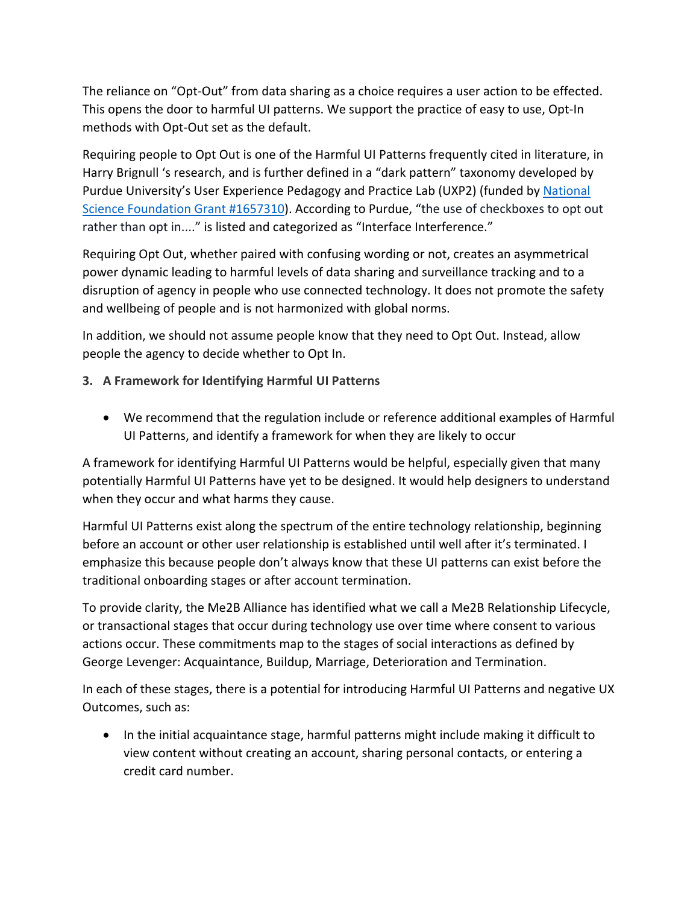The reliance on "Opt-Out" from data sharing as a choice requires a user action to be effected. This opens the door to harmful UI patterns. We support the practice of easy to use, Opt-In methods with Opt-Out set as the default.

Requiring people to Opt Out is one of the Harmful UI Patterns frequently cited in literature, in Harry Brignull 's research, and is further defined in a "dark pattern" taxonomy developed by Purdue University's User Experience Pedagogy and Practice Lab (UXP2) (funded by National Science Foundation Grant #1657310). According to Purdue, "the use of checkboxes to opt out rather than opt in...." is listed and categorized as "Interface Interference."

Requiring Opt Out, whether paired with confusing wording or not, creates an asymmetrical power dynamic leading to harmful levels of data sharing and surveillance tracking and to a disruption of agency in people who use connected technology. It does not promote the safety and wellbeing of people and is not harmonized with global norms.

In addition, we should not assume people know that they need to Opt Out. Instead, allow people the agency to decide whether to Opt In.

**3. A Framework for Identifying Harmful UI Patterns**

- We recommend that the regulation include or reference additional examples of Harmful UI Patterns, and identify a framework for when they are likely to occur

A framework for identifying Harmful UI Patterns would be helpful, especially given that many potentially Harmful UI Patterns have yet to be designed. It would help designers to understand when they occur and what harms they cause.

Harmful UI Patterns exist along the spectrum of the entire technology relationship, beginning before an account or other user relationship is established until well after it's terminated. I emphasize this because people don't always know that these UI patterns can exist before the traditional onboarding stages or after account termination.

To provide clarity, the Me2B Alliance has identified what we call a Me2B Relationship Lifecycle, or transactional stages that occur during technology use over time where consent to various actions occur. These commitments map to the stages of social interactions as defined by George Levenger: Acquaintance, Buildup, Marriage, Deterioration and Termination.

In each of these stages, there is a potential for introducing Harmful UI Patterns and negative UX Outcomes, such as:

- In the initial acquaintance stage, harmful patterns might include making it difficult to view content without creating an account, sharing personal contacts, or entering a credit card number.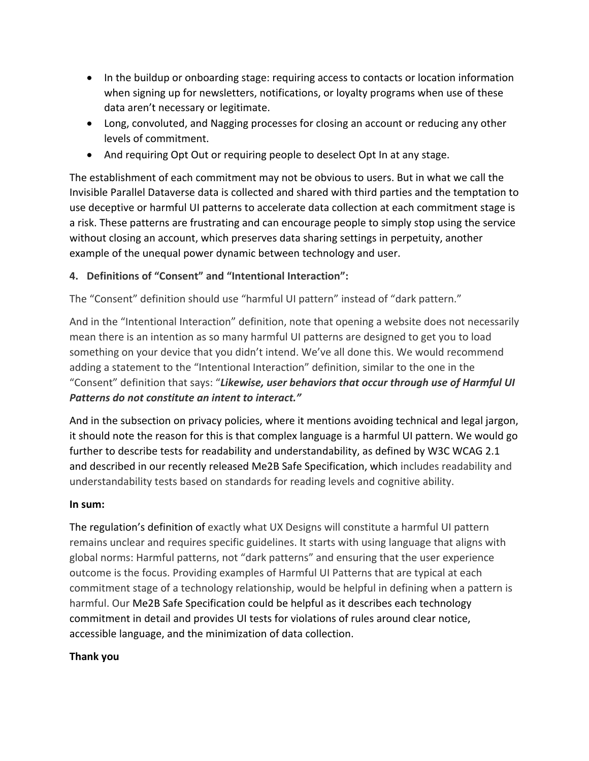- In the buildup or onboarding stage: requiring access to contacts or location information when signing up for newsletters, notifications, or loyalty programs when use of these data aren't necessary or legitimate.
- Long, convoluted, and Nagging processes for closing an account or reducing any other levels of commitment.
- And requiring Opt Out or requiring people to deselect Opt In at any stage.

The establishment of each commitment may not be obvious to users. But in what we call the Invisible Parallel Dataverse data is collected and shared with third parties and the temptation to use deceptive or harmful UI patterns to accelerate data collection at each commitment stage is a risk. These patterns are frustrating and can encourage people to simply stop using the service without closing an account, which preserves data sharing settings in perpetuity, another example of the unequal power dynamic between technology and user.

**4. Definitions of "Consent" and "Intentional Interaction":**

The "Consent" definition should use "harmful UI pattern" instead of "dark pattern."

And in the "Intentional Interaction" definition, note that opening a website does not necessarily mean there is an intention as so many harmful UI patterns are designed to get you to load something on your device that you didn't intend. We've all done this. We would recommend adding a statement to the "Intentional Interaction" definition, similar to the one in the "Consent" definition that says: "***Likewise, user behaviors that occur through use of Harmful UI Patterns do not constitute an intent to interact."***

And in the subsection on privacy policies, where it mentions avoiding technical and legal jargon, it should note the reason for this is that complex language is a harmful UI pattern. We would go further to describe tests for readability and understandability, as defined by W3C WCAG 2.1 and described in our recently released Me2B Safe Specification, which includes readability and understandability tests based on standards for reading levels and cognitive ability.

**In sum:**

The regulation's definition of exactly what UX Designs will constitute a harmful UI pattern remains unclear and requires specific guidelines. It starts with using language that aligns with global norms: Harmful patterns, not "dark patterns" and ensuring that the user experience outcome is the focus. Providing examples of Harmful UI Patterns that are typical at each commitment stage of a technology relationship, would be helpful in defining when a pattern is harmful. Our Me2B Safe Specification could be helpful as it describes each technology commitment in detail and provides UI tests for violations of rules around clear notice, accessible language, and the minimization of data collection.

**Thank you**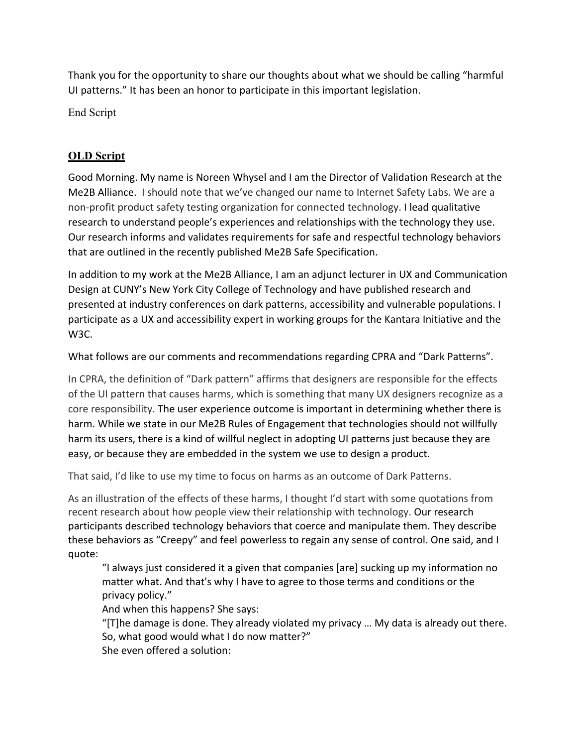Thank you for the opportunity to share our thoughts about what we should be calling "harmful UI patterns." It has been an honor to participate in this important legislation.

End Script

## **OLD Script**

Good Morning. My name is Noreen Whysel and I am the Director of Validation Research at the Me2B Alliance. I should note that we've changed our name to Internet Safety Labs. We are a non-profit product safety testing organization for connected technology. I lead qualitative research to understand people's experiences and relationships with the technology they use. Our research informs and validates requirements for safe and respectful technology behaviors that are outlined in the recently published Me2B Safe Specification.

In addition to my work at the Me2B Alliance, I am an adjunct lecturer in UX and Communication Design at CUNY's New York City College of Technology and have published research and presented at industry conferences on dark patterns, accessibility and vulnerable populations. I participate as a UX and accessibility expert in working groups for the Kantara Initiative and the W3C.

What follows are our comments and recommendations regarding CPRA and "Dark Patterns".

In CPRA, the definition of "Dark pattern" affirms that designers are responsible for the effects of the UI pattern that causes harms, which is something that many UX designers recognize as a core responsibility. The user experience outcome is important in determining whether there is harm. While we state in our Me2B Rules of Engagement that technologies should not willfully harm its users, there is a kind of willful neglect in adopting UI patterns just because they are easy, or because they are embedded in the system we use to design a product.

That said, I'd like to use my time to focus on harms as an outcome of Dark Patterns.

As an illustration of the effects of these harms, I thought I'd start with some quotations from recent research about how people view their relationship with technology. Our research participants described technology behaviors that coerce and manipulate them. They describe these behaviors as "Creepy" and feel powerless to regain any sense of control. One said, and I quote:

> "I always just considered it a given that companies [are] sucking up my information no matter what. And that's why I have to agree to those terms and conditions or the privacy policy."
>
> And when this happens? She says:
>
> "[T]he damage is done. They already violated my privacy … My data is already out there. So, what good would what I do now matter?"
>
> She even offered a solution: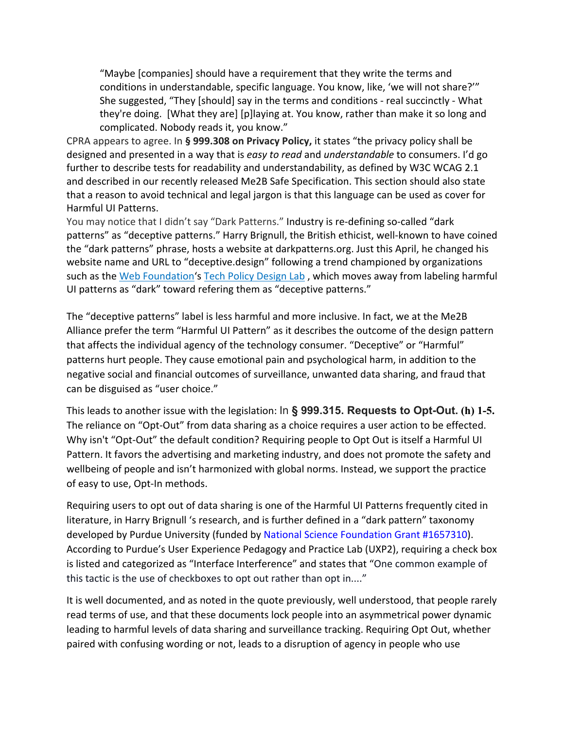> "Maybe [companies] should have a requirement that they write the terms and conditions in understandable, specific language. You know, like, 'we will not share?'" She suggested, "They [should] say in the terms and conditions - real succinctly - What they're doing. [What they are] [p]laying at. You know, rather than make it so long and complicated. Nobody reads it, you know."

CPRA appears to agree. In **§ 999.308 on Privacy Policy,** it states "the privacy policy shall be designed and presented in a way that is *easy to read* and *understandable* to consumers. I'd go further to describe tests for readability and understandability, as defined by W3C WCAG 2.1 and described in our recently released Me2B Safe Specification. This section should also state that a reason to avoid technical and legal jargon is that this language can be used as cover for Harmful UI Patterns.

You may notice that I didn't say "Dark Patterns." Industry is re-defining so-called "dark patterns" as "deceptive patterns." Harry Brignull, the British ethicist, well-known to have coined the "dark patterns" phrase, hosts a website at darkpatterns.org. Just this April, he changed his website name and URL to "deceptive.design" following a trend championed by organizations such as the Web Foundation's Tech Policy Design Lab , which moves away from labeling harmful UI patterns as "dark" toward refering them as "deceptive patterns."

The "deceptive patterns" label is less harmful and more inclusive. In fact, we at the Me2B Alliance prefer the term "Harmful UI Pattern" as it describes the outcome of the design pattern that affects the individual agency of the technology consumer. "Deceptive" or "Harmful" patterns hurt people. They cause emotional pain and psychological harm, in addition to the negative social and financial outcomes of surveillance, unwanted data sharing, and fraud that can be disguised as "user choice."

This leads to another issue with the legislation: In **§ 999.315. Requests to Opt-Out. (h) 1-5.** The reliance on "Opt-Out" from data sharing as a choice requires a user action to be effected. Why isn't "Opt-Out" the default condition? Requiring people to Opt Out is itself a Harmful UI Pattern. It favors the advertising and marketing industry, and does not promote the safety and wellbeing of people and isn't harmonized with global norms. Instead, we support the practice of easy to use, Opt-In methods.

Requiring users to opt out of data sharing is one of the Harmful UI Patterns frequently cited in literature, in Harry Brignull 's research, and is further defined in a "dark pattern" taxonomy developed by Purdue University (funded by National Science Foundation Grant #1657310). According to Purdue's User Experience Pedagogy and Practice Lab (UXP2), requiring a check box is listed and categorized as "Interface Interference" and states that "One common example of this tactic is the use of checkboxes to opt out rather than opt in...."

It is well documented, and as noted in the quote previously, well understood, that people rarely read terms of use, and that these documents lock people into an asymmetrical power dynamic leading to harmful levels of data sharing and surveillance tracking. Requiring Opt Out, whether paired with confusing wording or not, leads to a disruption of agency in people who use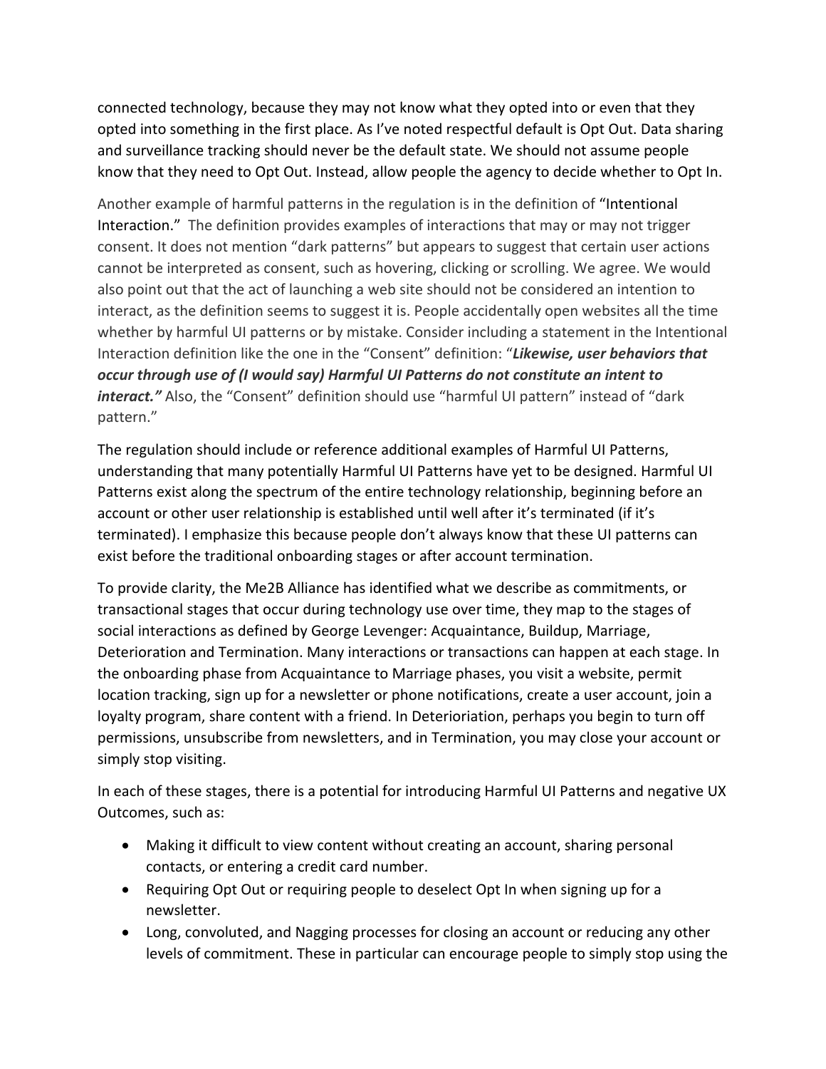connected technology, because they may not know what they opted into or even that they opted into something in the first place. As I've noted respectful default is Opt Out. Data sharing and surveillance tracking should never be the default state. We should not assume people know that they need to Opt Out. Instead, allow people the agency to decide whether to Opt In.

Another example of harmful patterns in the regulation is in the definition of "Intentional Interaction." The definition provides examples of interactions that may or may not trigger consent. It does not mention "dark patterns" but appears to suggest that certain user actions cannot be interpreted as consent, such as hovering, clicking or scrolling. We agree. We would also point out that the act of launching a web site should not be considered an intention to interact, as the definition seems to suggest it is. People accidentally open websites all the time whether by harmful UI patterns or by mistake. Consider including a statement in the Intentional Interaction definition like the one in the "Consent" definition: "***Likewise, user behaviors that occur through use of (I would say) Harmful UI Patterns do not constitute an intent to interact.***" Also, the "Consent" definition should use "harmful UI pattern" instead of "dark pattern."

The regulation should include or reference additional examples of Harmful UI Patterns, understanding that many potentially Harmful UI Patterns have yet to be designed. Harmful UI Patterns exist along the spectrum of the entire technology relationship, beginning before an account or other user relationship is established until well after it's terminated (if it's terminated). I emphasize this because people don't always know that these UI patterns can exist before the traditional onboarding stages or after account termination.

To provide clarity, the Me2B Alliance has identified what we describe as commitments, or transactional stages that occur during technology use over time, they map to the stages of social interactions as defined by George Levenger: Acquaintance, Buildup, Marriage, Deterioration and Termination. Many interactions or transactions can happen at each stage. In the onboarding phase from Acquaintance to Marriage phases, you visit a website, permit location tracking, sign up for a newsletter or phone notifications, create a user account, join a loyalty program, share content with a friend. In Deterioriation, perhaps you begin to turn off permissions, unsubscribe from newsletters, and in Termination, you may close your account or simply stop visiting.

In each of these stages, there is a potential for introducing Harmful UI Patterns and negative UX Outcomes, such as:

- Making it difficult to view content without creating an account, sharing personal contacts, or entering a credit card number.
- Requiring Opt Out or requiring people to deselect Opt In when signing up for a newsletter.
- Long, convoluted, and Nagging processes for closing an account or reducing any other levels of commitment. These in particular can encourage people to simply stop using the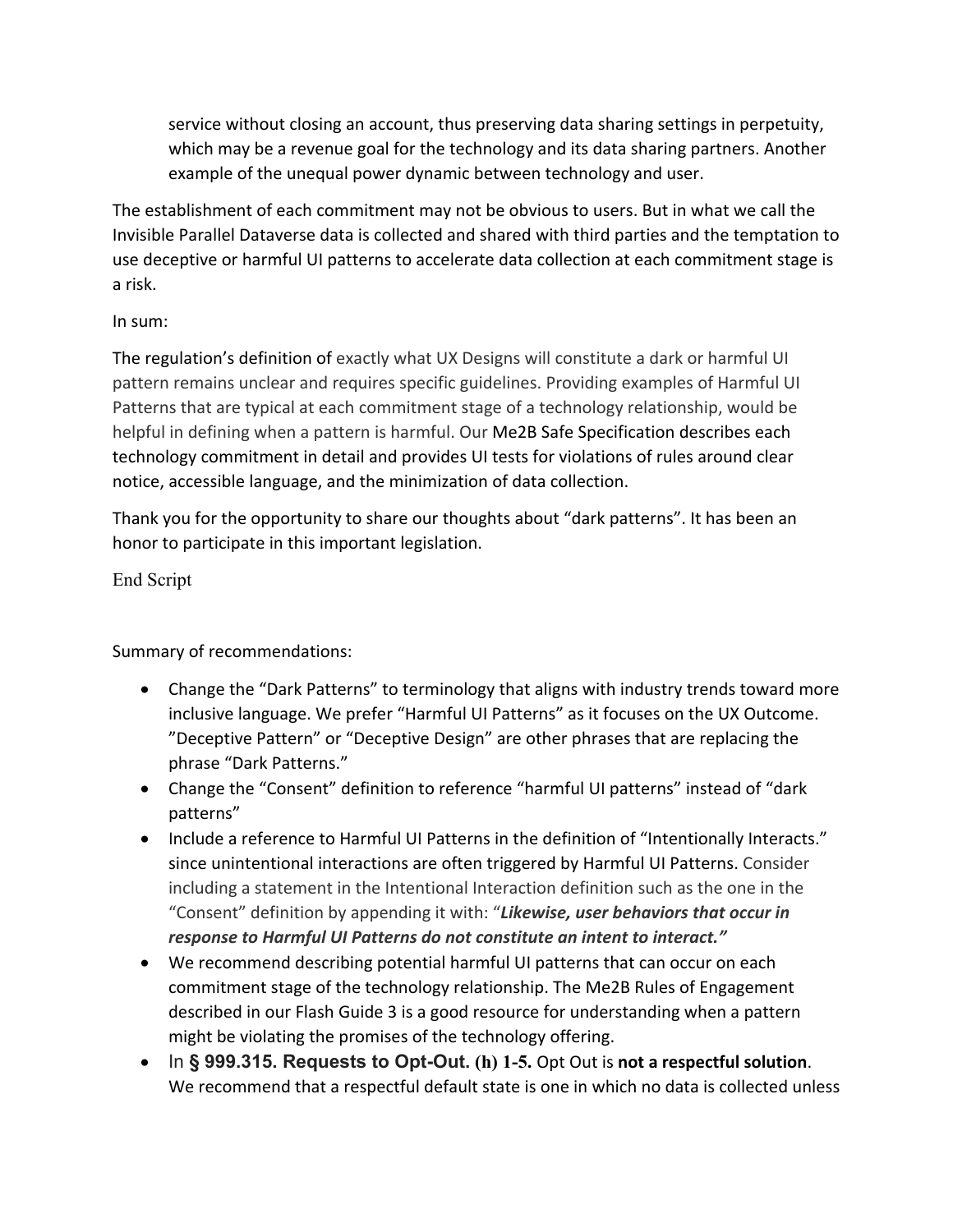service without closing an account, thus preserving data sharing settings in perpetuity, which may be a revenue goal for the technology and its data sharing partners. Another example of the unequal power dynamic between technology and user.

The establishment of each commitment may not be obvious to users. But in what we call the Invisible Parallel Dataverse data is collected and shared with third parties and the temptation to use deceptive or harmful UI patterns to accelerate data collection at each commitment stage is a risk.

In sum:

The regulation's definition of exactly what UX Designs will constitute a dark or harmful UI pattern remains unclear and requires specific guidelines. Providing examples of Harmful UI Patterns that are typical at each commitment stage of a technology relationship, would be helpful in defining when a pattern is harmful. Our Me2B Safe Specification describes each technology commitment in detail and provides UI tests for violations of rules around clear notice, accessible language, and the minimization of data collection.

Thank you for the opportunity to share our thoughts about "dark patterns". It has been an honor to participate in this important legislation.

End Script

Summary of recommendations:

- Change the "Dark Patterns" to terminology that aligns with industry trends toward more inclusive language. We prefer "Harmful UI Patterns" as it focuses on the UX Outcome. "Deceptive Pattern" or "Deceptive Design" are other phrases that are replacing the phrase "Dark Patterns."
- Change the "Consent" definition to reference "harmful UI patterns" instead of "dark patterns"
- Include a reference to Harmful UI Patterns in the definition of "Intentionally Interacts." since unintentional interactions are often triggered by Harmful UI Patterns. Consider including a statement in the Intentional Interaction definition such as the one in the "Consent" definition by appending it with: "***Likewise, user behaviors that occur in response to Harmful UI Patterns do not constitute an intent to interact."***
- We recommend describing potential harmful UI patterns that can occur on each commitment stage of the technology relationship. The Me2B Rules of Engagement described in our Flash Guide 3 is a good resource for understanding when a pattern might be violating the promises of the technology offering.
- In **§ 999.315. Requests to Opt-Out. (h) 1-5.** Opt Out is **not a respectful solution**. We recommend that a respectful default state is one in which no data is collected unless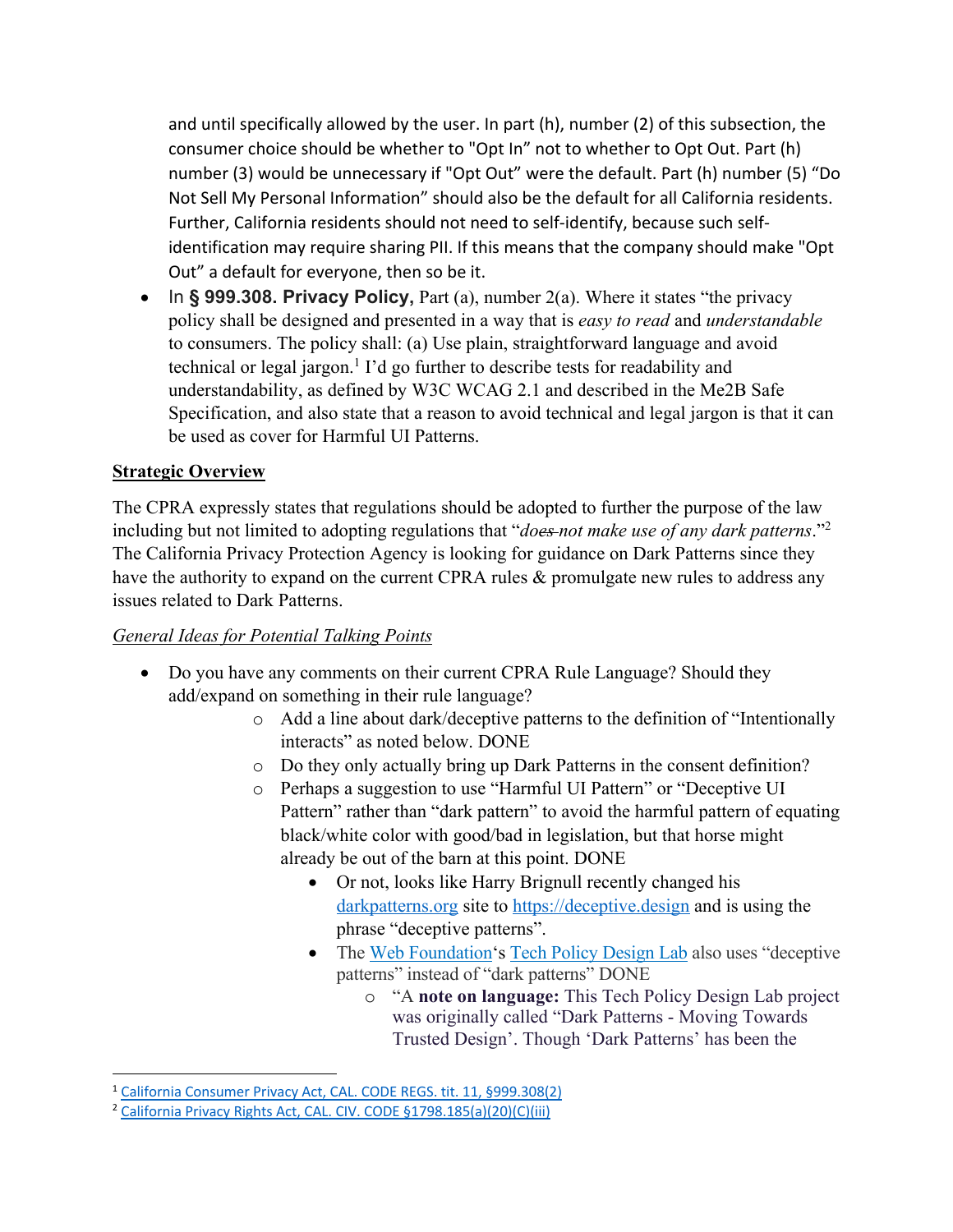and until specifically allowed by the user. In part (h), number (2) of this subsection, the consumer choice should be whether to "Opt In" not to whether to Opt Out. Part (h) number (3) would be unnecessary if "Opt Out" were the default. Part (h) number (5) "Do Not Sell My Personal Information" should also be the default for all California residents. Further, California residents should not need to self-identify, because such self-identification may require sharing PII. If this means that the company should make "Opt Out" a default for everyone, then so be it.

- In **§ 999.308. Privacy Policy,** Part (a), number 2(a). Where it states "the privacy policy shall be designed and presented in a way that is *easy to read* and *understandable* to consumers. The policy shall: (a) Use plain, straightforward language and avoid technical or legal jargon.[1] I'd go further to describe tests for readability and understandability, as defined by W3C WCAG 2.1 and described in the Me2B Safe Specification, and also state that a reason to avoid technical and legal jargon is that it can be used as cover for Harmful UI Patterns.

## Strategic Overview

The CPRA expressly states that regulations should be adopted to further the purpose of the law including but not limited to adopting regulations that "*does not make use of any dark patterns*."[2] The California Privacy Protection Agency is looking for guidance on Dark Patterns since they have the authority to expand on the current CPRA rules & promulgate new rules to address any issues related to Dark Patterns.

*General Ideas for Potential Talking Points*

- Do you have any comments on their current CPRA Rule Language? Should they add/expand on something in their rule language?
  - Add a line about dark/deceptive patterns to the definition of "Intentionally interacts" as noted below. DONE
  - Do they only actually bring up Dark Patterns in the consent definition?
  - Perhaps a suggestion to use "Harmful UI Pattern" or "Deceptive UI Pattern" rather than "dark pattern" to avoid the harmful pattern of equating black/white color with good/bad in legislation, but that horse might already be out of the barn at this point. DONE
    - Or not, looks like Harry Brignull recently changed his darkpatterns.org site to https://deceptive.design and is using the phrase "deceptive patterns".
    - The Web Foundation's Tech Policy Design Lab also uses "deceptive patterns" instead of "dark patterns" DONE
      - "A **note on language:** This Tech Policy Design Lab project was originally called "Dark Patterns - Moving Towards Trusted Design'. Though 'Dark Patterns' has been the

---

[1] California Consumer Privacy Act, CAL. CODE REGS. tit. 11, §999.308(2)

[2] California Privacy Rights Act, CAL. CIV. CODE §1798.185(a)(20)(C)(iii)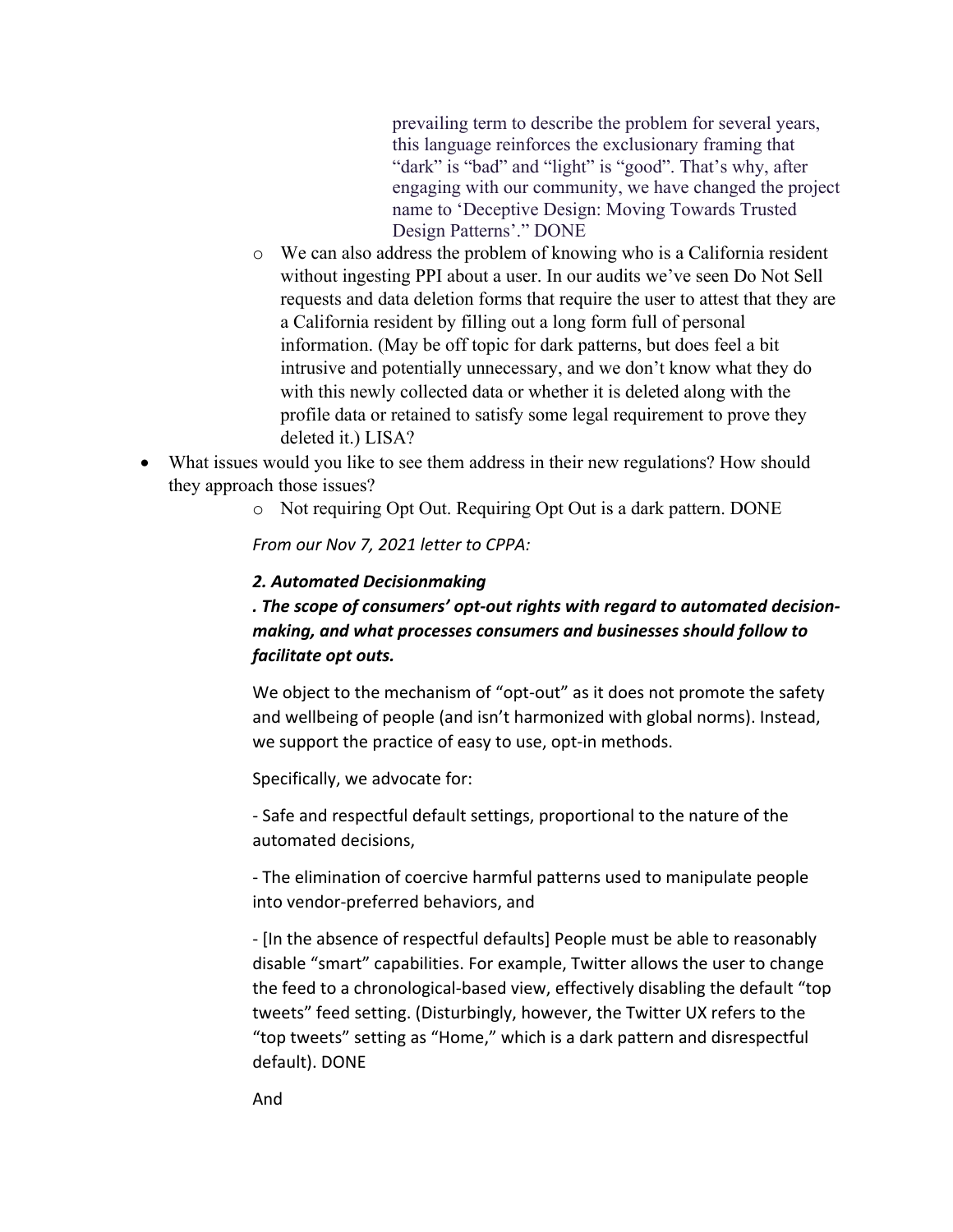prevailing term to describe the problem for several years, this language reinforces the exclusionary framing that "dark" is "bad" and "light" is "good". That's why, after engaging with our community, we have changed the project name to 'Deceptive Design: Moving Towards Trusted Design Patterns'." DONE

- We can also address the problem of knowing who is a California resident without ingesting PPI about a user. In our audits we've seen Do Not Sell requests and data deletion forms that require the user to attest that they are a California resident by filling out a long form full of personal information. (May be off topic for dark patterns, but does feel a bit intrusive and potentially unnecessary, and we don't know what they do with this newly collected data or whether it is deleted along with the profile data or retained to satisfy some legal requirement to prove they deleted it.) LISA?

- What issues would you like to see them address in their new regulations? How should they approach those issues?
  - Not requiring Opt Out. Requiring Opt Out is a dark pattern. DONE

*From our Nov 7, 2021 letter to CPPA:*

***2. Automated Decisionmaking***

***. The scope of consumers' opt-out rights with regard to automated decision-making, and what processes consumers and businesses should follow to facilitate opt outs.***

We object to the mechanism of "opt-out" as it does not promote the safety and wellbeing of people (and isn't harmonized with global norms). Instead, we support the practice of easy to use, opt-in methods.

Specifically, we advocate for:

- Safe and respectful default settings, proportional to the nature of the automated decisions,

- The elimination of coercive harmful patterns used to manipulate people into vendor-preferred behaviors, and

- [In the absence of respectful defaults] People must be able to reasonably disable "smart" capabilities. For example, Twitter allows the user to change the feed to a chronological-based view, effectively disabling the default "top tweets" feed setting. (Disturbingly, however, the Twitter UX refers to the "top tweets" setting as "Home," which is a dark pattern and disrespectful default). DONE

And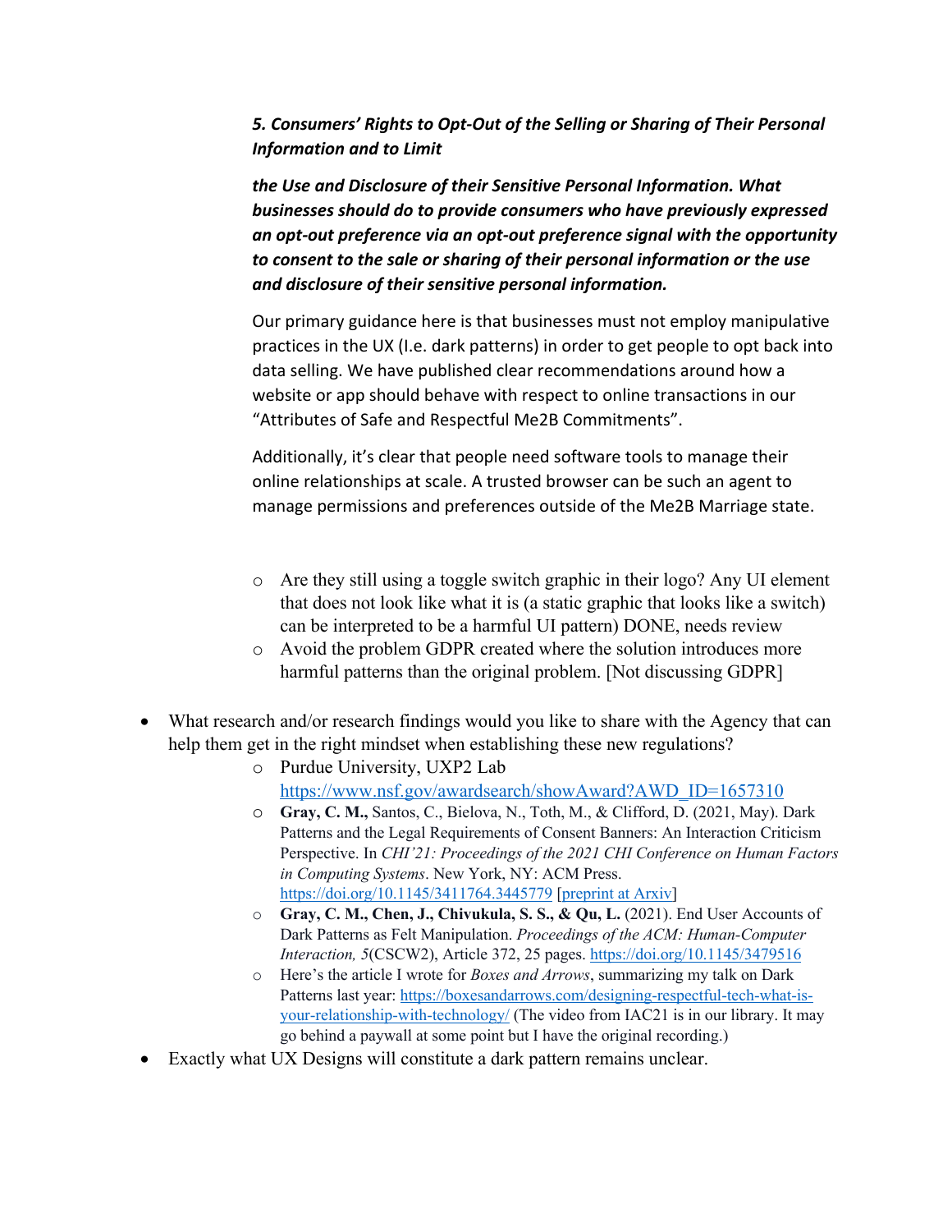***5. Consumers' Rights to Opt-Out of the Selling or Sharing of Their Personal Information and to Limit***

***the Use and Disclosure of their Sensitive Personal Information. What businesses should do to provide consumers who have previously expressed an opt-out preference via an opt-out preference signal with the opportunity to consent to the sale or sharing of their personal information or the use and disclosure of their sensitive personal information.***

Our primary guidance here is that businesses must not employ manipulative practices in the UX (I.e. dark patterns) in order to get people to opt back into data selling. We have published clear recommendations around how a website or app should behave with respect to online transactions in our "Attributes of Safe and Respectful Me2B Commitments".

Additionally, it's clear that people need software tools to manage their online relationships at scale. A trusted browser can be such an agent to manage permissions and preferences outside of the Me2B Marriage state.

- Are they still using a toggle switch graphic in their logo? Any UI element that does not look like what it is (a static graphic that looks like a switch) can be interpreted to be a harmful UI pattern) DONE, needs review
- Avoid the problem GDPR created where the solution introduces more harmful patterns than the original problem. [Not discussing GDPR]

- What research and/or research findings would you like to share with the Agency that can help them get in the right mindset when establishing these new regulations?
  - Purdue University, UXP2 Lab https://www.nsf.gov/awardsearch/showAward?AWD_ID=1657310
  - **Gray, C. M.,** Santos, C., Bielova, N., Toth, M., & Clifford, D. (2021, May). Dark Patterns and the Legal Requirements of Consent Banners: An Interaction Criticism Perspective. In *CHI'21: Proceedings of the 2021 CHI Conference on Human Factors in Computing Systems*. New York, NY: ACM Press. https://doi.org/10.1145/3411764.3445779 [preprint at Arxiv]
  - **Gray, C. M., Chen, J., Chivukula, S. S., & Qu, L.** (2021). End User Accounts of Dark Patterns as Felt Manipulation. *Proceedings of the ACM: Human-Computer Interaction, 5*(CSCW2), Article 372, 25 pages. https://doi.org/10.1145/3479516
  - Here's the article I wrote for *Boxes and Arrows*, summarizing my talk on Dark Patterns last year: https://boxesandarrows.com/designing-respectful-tech-what-is-your-relationship-with-technology/ (The video from IAC21 is in our library. It may go behind a paywall at some point but I have the original recording.)
- Exactly what UX Designs will constitute a dark pattern remains unclear.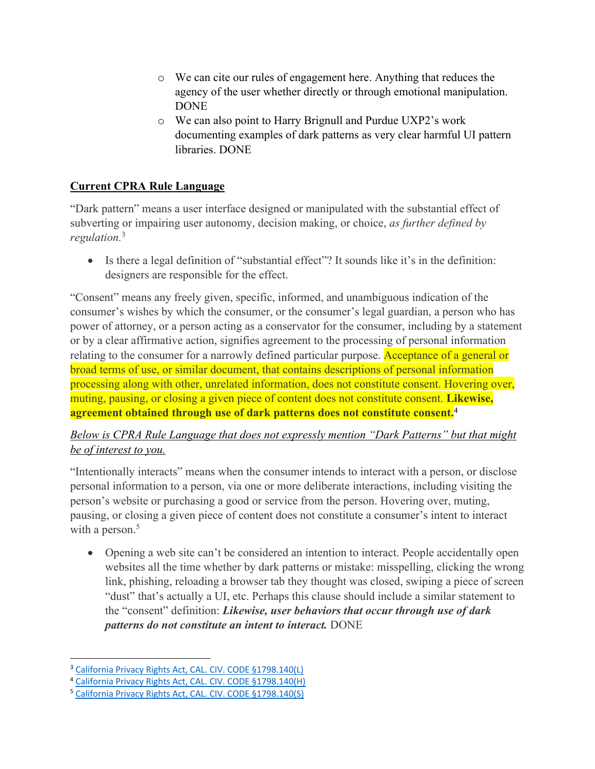- We can cite our rules of engagement here. Anything that reduces the agency of the user whether directly or through emotional manipulation. DONE
- We can also point to Harry Brignull and Purdue UXP2's work documenting examples of dark patterns as very clear harmful UI pattern libraries. DONE

**Current CPRA Rule Language**

"Dark pattern" means a user interface designed or manipulated with the substantial effect of subverting or impairing user autonomy, decision making, or choice, *as further defined by regulation.*[3]

- Is there a legal definition of "substantial effect"? It sounds like it's in the definition: designers are responsible for the effect.

"Consent" means any freely given, specific, informed, and unambiguous indication of the consumer's wishes by which the consumer, or the consumer's legal guardian, a person who has power of attorney, or a person acting as a conservator for the consumer, including by a statement or by a clear affirmative action, signifies agreement to the processing of personal information relating to the consumer for a narrowly defined particular purpose. Acceptance of a general or broad terms of use, or similar document, that contains descriptions of personal information processing along with other, unrelated information, does not constitute consent. Hovering over, muting, pausing, or closing a given piece of content does not constitute consent. **Likewise, agreement obtained through use of dark patterns does not constitute consent.**[4]

*Below is CPRA Rule Language that does not expressly mention "Dark Patterns" but that might be of interest to you.*

"Intentionally interacts" means when the consumer intends to interact with a person, or disclose personal information to a person, via one or more deliberate interactions, including visiting the person's website or purchasing a good or service from the person. Hovering over, muting, pausing, or closing a given piece of content does not constitute a consumer's intent to interact with a person.[5]

- Opening a web site can't be considered an intention to interact. People accidentally open websites all the time whether by dark patterns or mistake: misspelling, clicking the wrong link, phishing, reloading a browser tab they thought was closed, swiping a piece of screen "dust" that's actually a UI, etc. Perhaps this clause should include a similar statement to the "consent" definition: ***Likewise, user behaviors that occur through use of dark patterns do not constitute an intent to interact.*** DONE

---

[3] California Privacy Rights Act, CAL. CIV. CODE §1798.140(L)

[4] California Privacy Rights Act, CAL. CIV. CODE §1798.140(H)

[5] California Privacy Rights Act, CAL. CIV. CODE §1798.140(S)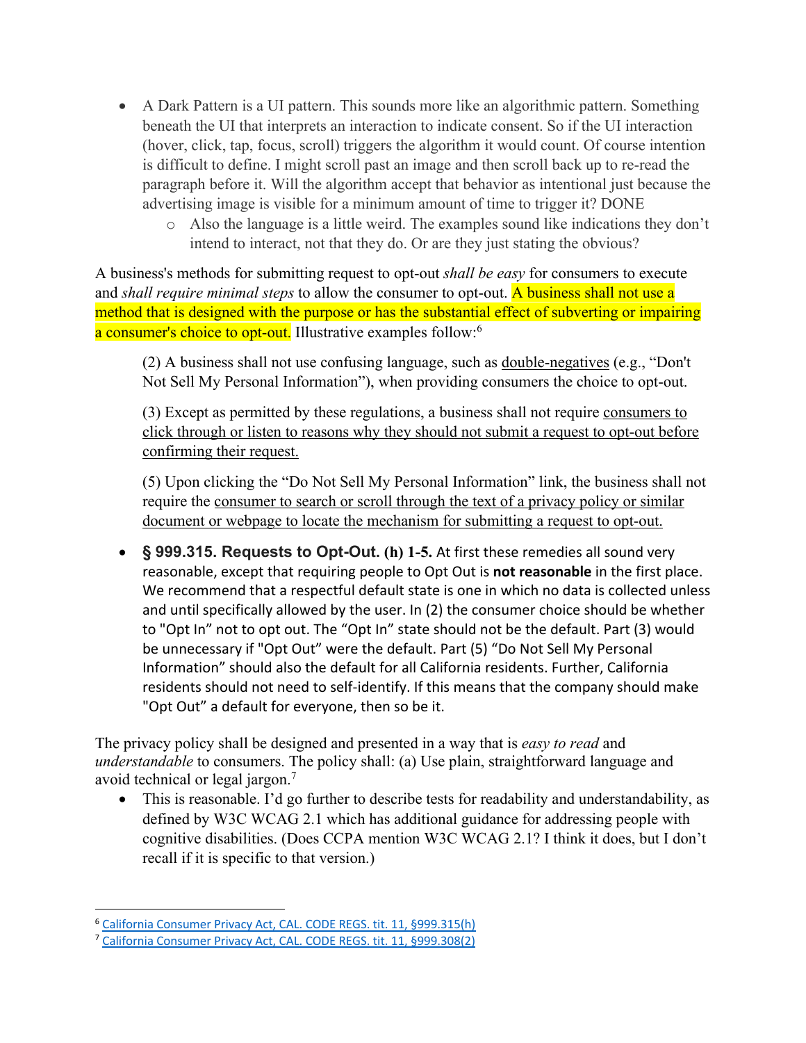- A Dark Pattern is a UI pattern. This sounds more like an algorithmic pattern. Something beneath the UI that interprets an interaction to indicate consent. So if the UI interaction (hover, click, tap, focus, scroll) triggers the algorithm it would count. Of course intention is difficult to define. I might scroll past an image and then scroll back up to re-read the paragraph before it. Will the algorithm accept that behavior as intentional just because the advertising image is visible for a minimum amount of time to trigger it? DONE
    - Also the language is a little weird. The examples sound like indications they don't intend to interact, not that they do. Or are they just stating the obvious?

A business's methods for submitting request to opt-out *shall be easy* for consumers to execute and *shall require minimal steps* to allow the consumer to opt-out. A business shall not use a method that is designed with the purpose or has the substantial effect of subverting or impairing a consumer's choice to opt-out. Illustrative examples follow:[6]

> (2) A business shall not use confusing language, such as double-negatives (e.g., "Don't Not Sell My Personal Information"), when providing consumers the choice to opt-out.
>
> (3) Except as permitted by these regulations, a business shall not require consumers to click through or listen to reasons why they should not submit a request to opt-out before confirming their request.
>
> (5) Upon clicking the "Do Not Sell My Personal Information" link, the business shall not require the consumer to search or scroll through the text of a privacy policy or similar document or webpage to locate the mechanism for submitting a request to opt-out.

- **§ 999.315. Requests to Opt-Out. (h) 1-5.** At first these remedies all sound very reasonable, except that requiring people to Opt Out is **not reasonable** in the first place. We recommend that a respectful default state is one in which no data is collected unless and until specifically allowed by the user. In (2) the consumer choice should be whether to "Opt In" not to opt out. The "Opt In" state should not be the default. Part (3) would be unnecessary if "Opt Out" were the default. Part (5) "Do Not Sell My Personal Information" should also the default for all California residents. Further, California residents should not need to self-identify. If this means that the company should make "Opt Out" a default for everyone, then so be it.

The privacy policy shall be designed and presented in a way that is *easy to read* and *understandable* to consumers. The policy shall: (a) Use plain, straightforward language and avoid technical or legal jargon.[7]

- This is reasonable. I'd go further to describe tests for readability and understandability, as defined by W3C WCAG 2.1 which has additional guidance for addressing people with cognitive disabilities. (Does CCPA mention W3C WCAG 2.1? I think it does, but I don't recall if it is specific to that version.)

---

[6] California Consumer Privacy Act, CAL. CODE REGS. tit. 11, §999.315(h)

[7] California Consumer Privacy Act, CAL. CODE REGS. tit. 11, §999.308(2)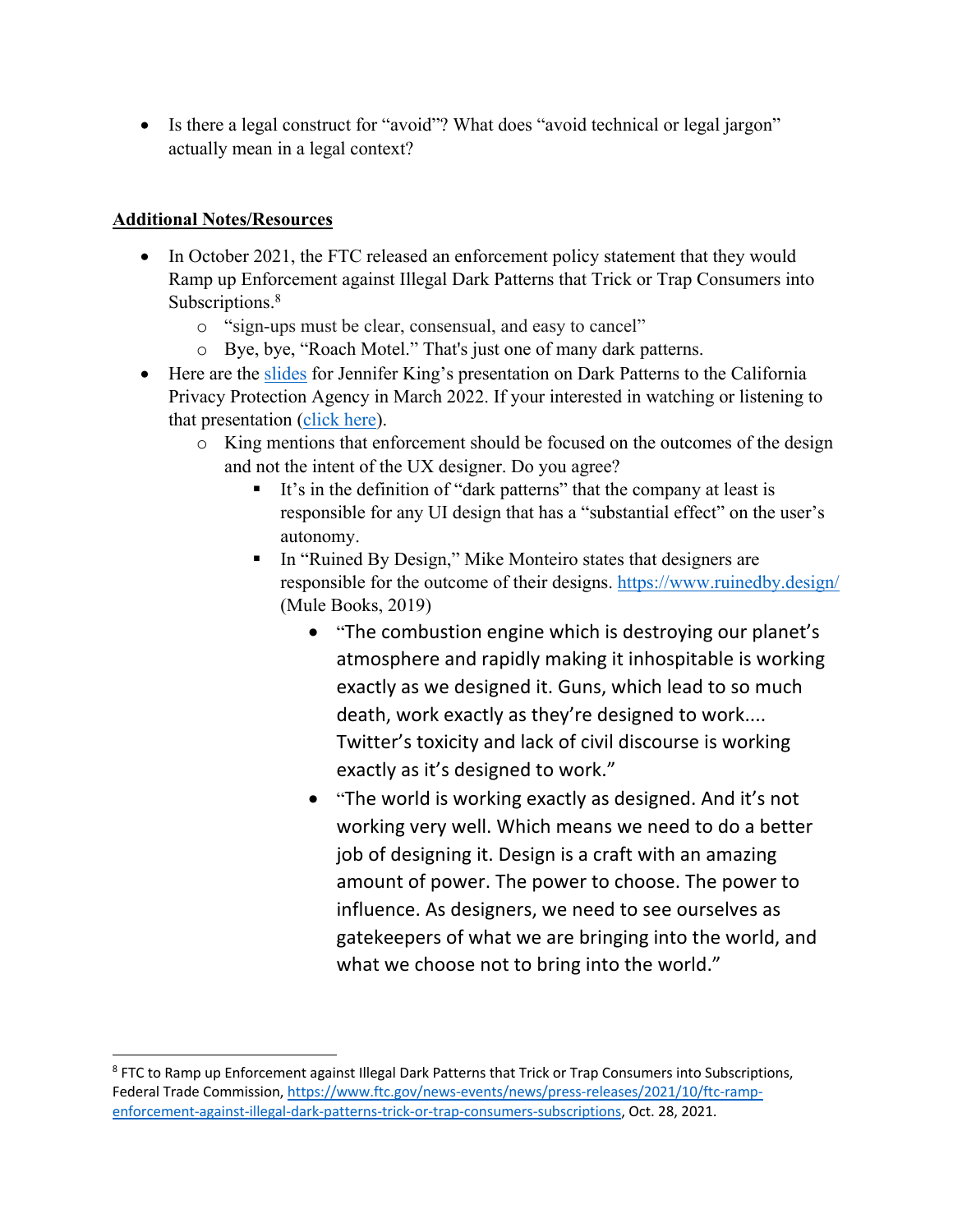- Is there a legal construct for "avoid"? What does "avoid technical or legal jargon" actually mean in a legal context?

**<u>Additional Notes/Resources</u>**

- In October 2021, the FTC released an enforcement policy statement that they would Ramp up Enforcement against Illegal Dark Patterns that Trick or Trap Consumers into Subscriptions.[8]
    - "sign-ups must be clear, consensual, and easy to cancel"
    - Bye, bye, "Roach Motel." That's just one of many dark patterns.
- Here are the [slides](#) for Jennifer King's presentation on Dark Patterns to the California Privacy Protection Agency in March 2022. If your interested in watching or listening to that presentation ([click here](#)).
    - King mentions that enforcement should be focused on the outcomes of the design and not the intent of the UX designer. Do you agree?
        - It's in the definition of "dark patterns" that the company at least is responsible for any UI design that has a "substantial effect" on the user's autonomy.
        - In "Ruined By Design," Mike Monteiro states that designers are responsible for the outcome of their designs. https://www.ruinedby.design/ (Mule Books, 2019)
            - "The combustion engine which is destroying our planet's atmosphere and rapidly making it inhospitable is working exactly as we designed it. Guns, which lead to so much death, work exactly as they're designed to work.... Twitter's toxicity and lack of civil discourse is working exactly as it's designed to work."
            - "The world is working exactly as designed. And it's not working very well. Which means we need to do a better job of designing it. Design is a craft with an amazing amount of power. The power to choose. The power to influence. As designers, we need to see ourselves as gatekeepers of what we are bringing into the world, and what we choose not to bring into the world."

---

[8] FTC to Ramp up Enforcement against Illegal Dark Patterns that Trick or Trap Consumers into Subscriptions, Federal Trade Commission, https://www.ftc.gov/news-events/news/press-releases/2021/10/ftc-ramp-enforcement-against-illegal-dark-patterns-trick-or-trap-consumers-subscriptions, Oct. 28, 2021.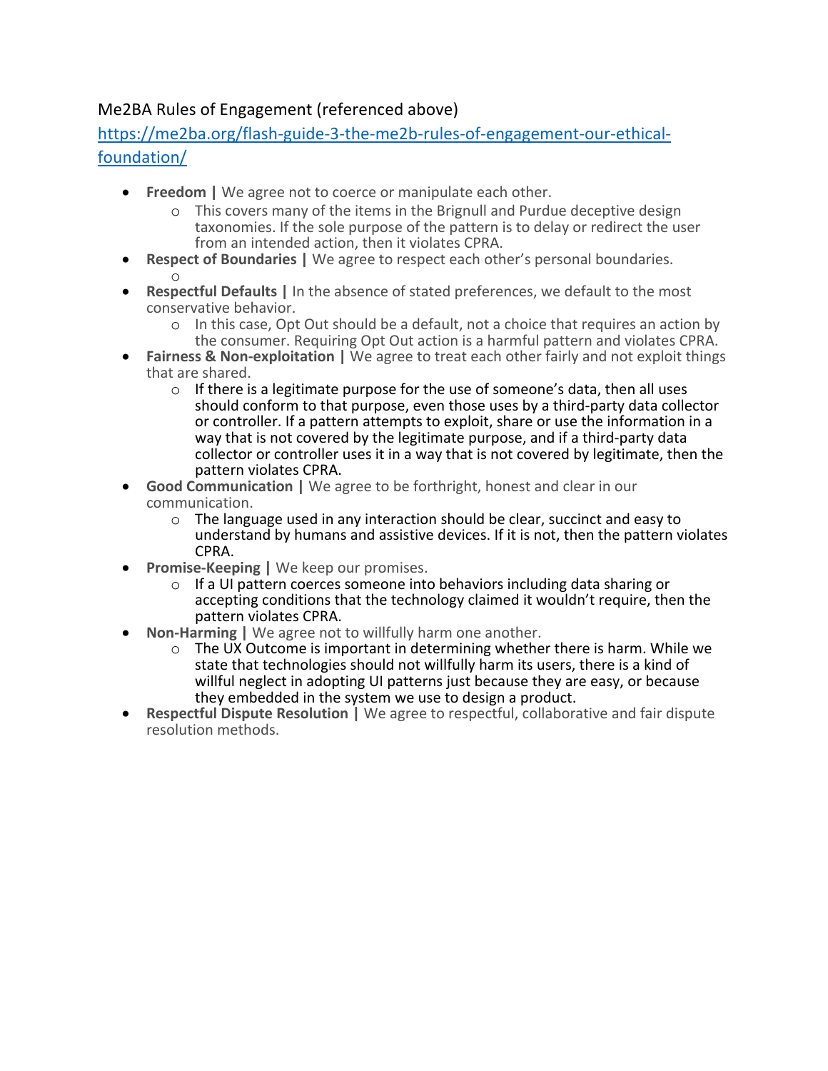Me2BA Rules of Engagement (referenced above)

https://me2ba.org/flash-guide-3-the-me2b-rules-of-engagement-our-ethical-foundation/

- **Freedom |** We agree not to coerce or manipulate each other.
  - This covers many of the items in the Brignull and Purdue deceptive design taxonomies. If the sole purpose of the pattern is to delay or redirect the user from an intended action, then it violates CPRA.
- **Respect of Boundaries |** We agree to respect each other's personal boundaries.
  - 
- **Respectful Defaults |** In the absence of stated preferences, we default to the most conservative behavior.
  - In this case, Opt Out should be a default, not a choice that requires an action by the consumer. Requiring Opt Out action is a harmful pattern and violates CPRA.
- **Fairness & Non-exploitation |** We agree to treat each other fairly and not exploit things that are shared.
  - If there is a legitimate purpose for the use of someone's data, then all uses should conform to that purpose, even those uses by a third-party data collector or controller. If a pattern attempts to exploit, share or use the information in a way that is not covered by the legitimate purpose, and if a third-party data collector or controller uses it in a way that is not covered by legitimate, then the pattern violates CPRA.
- **Good Communication |** We agree to be forthright, honest and clear in our communication.
  - The language used in any interaction should be clear, succinct and easy to understand by humans and assistive devices. If it is not, then the pattern violates CPRA.
- **Promise-Keeping |** We keep our promises.
  - If a UI pattern coerces someone into behaviors including data sharing or accepting conditions that the technology claimed it wouldn't require, then the pattern violates CPRA.
- **Non-Harming |** We agree not to willfully harm one another.
  - The UX Outcome is important in determining whether there is harm. While we state that technologies should not willfully harm its users, there is a kind of willful neglect in adopting UI patterns just because they are easy, or because they embedded in the system we use to design a product.
- **Respectful Dispute Resolution |** We agree to respectful, collaborative and fair dispute resolution methods.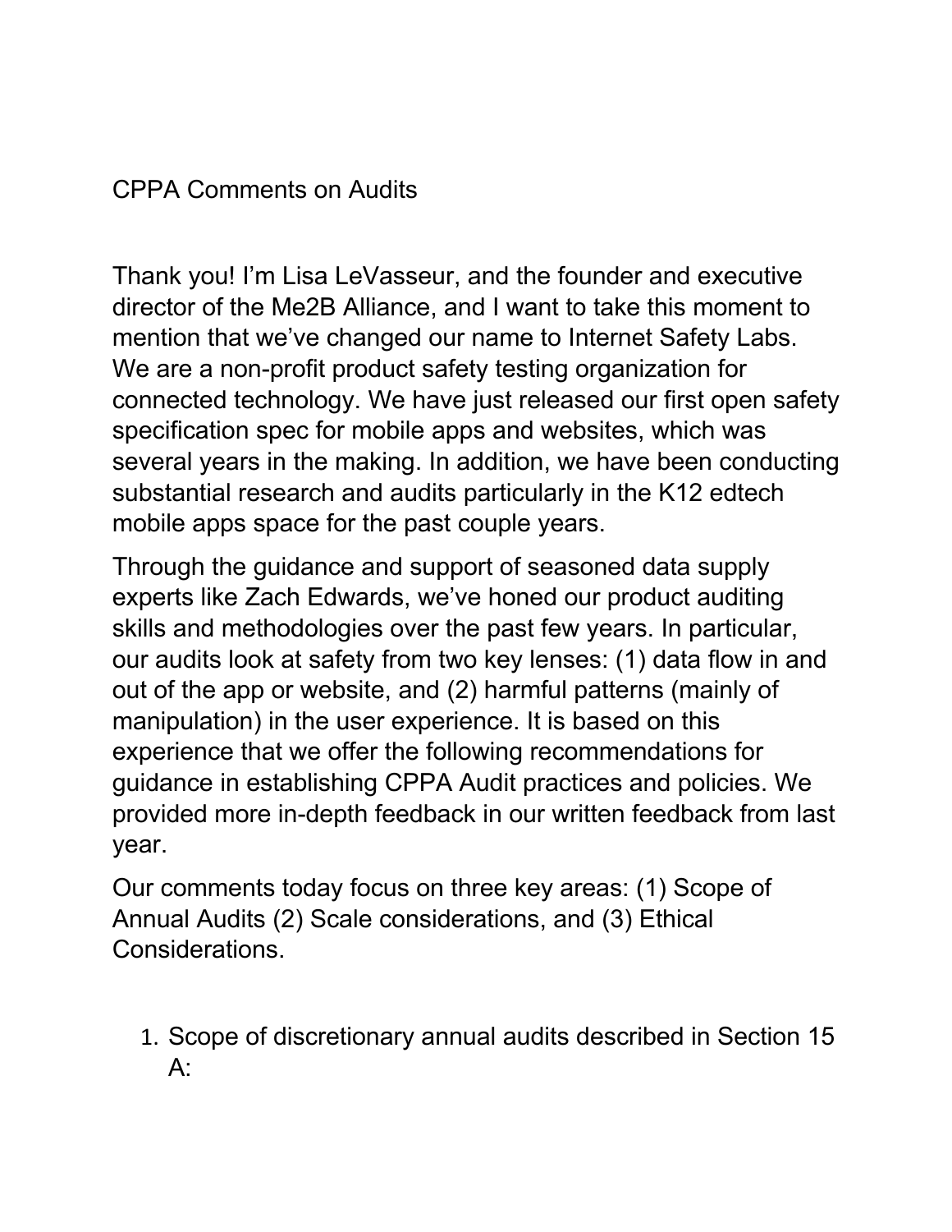CPPA Comments on Audits

Thank you! I'm Lisa LeVasseur, and the founder and executive director of the Me2B Alliance, and I want to take this moment to mention that we've changed our name to Internet Safety Labs. We are a non-profit product safety testing organization for connected technology. We have just released our first open safety specification spec for mobile apps and websites, which was several years in the making. In addition, we have been conducting substantial research and audits particularly in the K12 edtech mobile apps space for the past couple years.

Through the guidance and support of seasoned data supply experts like Zach Edwards, we've honed our product auditing skills and methodologies over the past few years. In particular, our audits look at safety from two key lenses: (1) data flow in and out of the app or website, and (2) harmful patterns (mainly of manipulation) in the user experience. It is based on this experience that we offer the following recommendations for guidance in establishing CPPA Audit practices and policies. We provided more in-depth feedback in our written feedback from last year.

Our comments today focus on three key areas: (1) Scope of Annual Audits (2) Scale considerations, and (3) Ethical Considerations.

1. Scope of discretionary annual audits described in Section 15 A: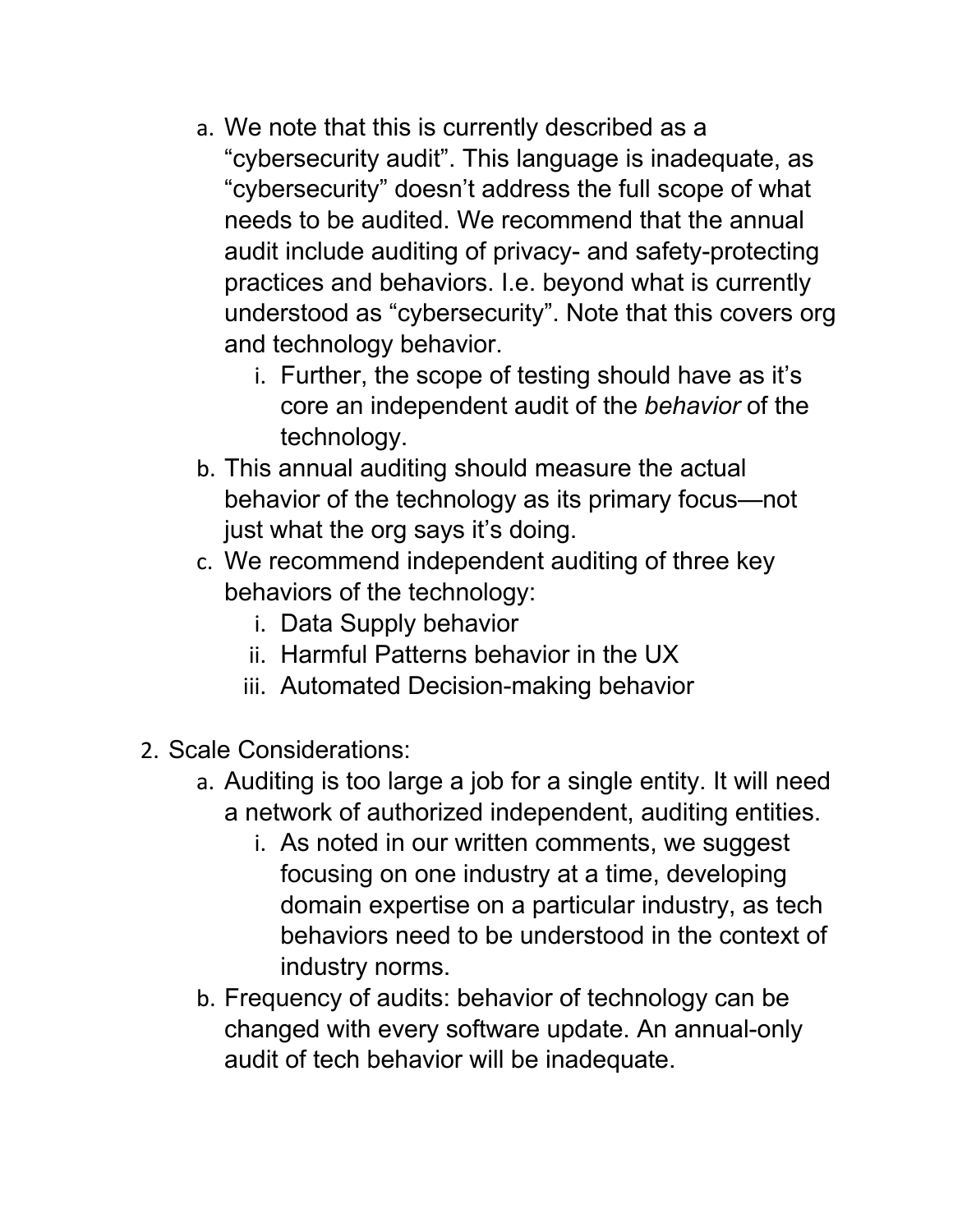a. We note that this is currently described as a "cybersecurity audit". This language is inadequate, as "cybersecurity" doesn't address the full scope of what needs to be audited. We recommend that the annual audit include auditing of privacy- and safety-protecting practices and behaviors. I.e. beyond what is currently understood as "cybersecurity". Note that this covers org and technology behavior.
      i. Further, the scope of testing should have as it's core an independent audit of the *behavior* of the technology.
   b. This annual auditing should measure the actual behavior of the technology as its primary focus—not just what the org says it's doing.
   c. We recommend independent auditing of three key behaviors of the technology:
      i. Data Supply behavior
      ii. Harmful Patterns behavior in the UX
      iii. Automated Decision-making behavior

2. Scale Considerations:
   a. Auditing is too large a job for a single entity. It will need a network of authorized independent, auditing entities.
      i. As noted in our written comments, we suggest focusing on one industry at a time, developing domain expertise on a particular industry, as tech behaviors need to be understood in the context of industry norms.
   b. Frequency of audits: behavior of technology can be changed with every software update. An annual-only audit of tech behavior will be inadequate.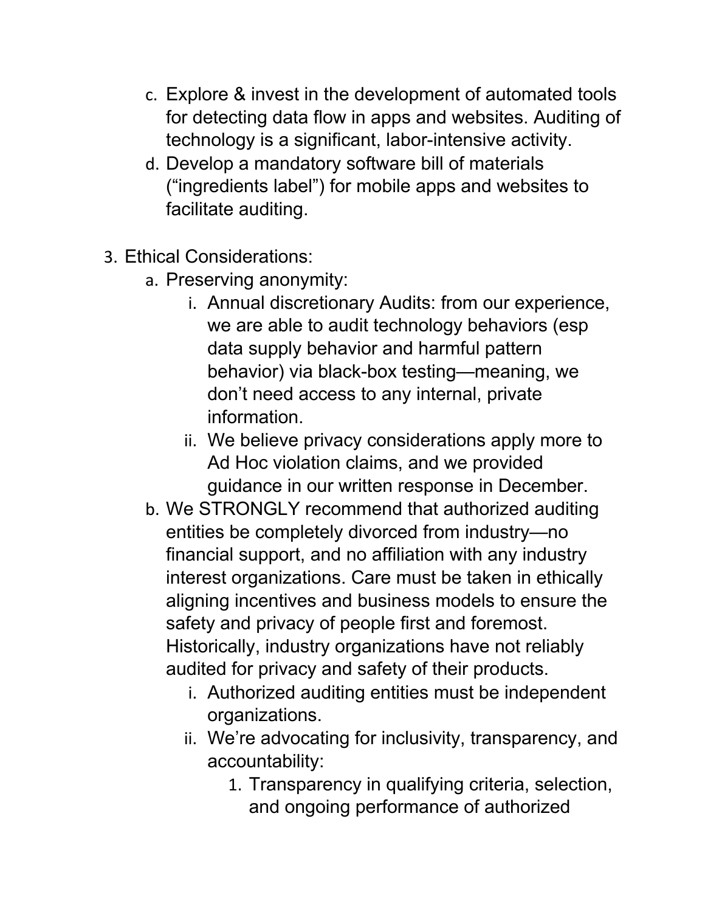c. Explore & invest in the development of automated tools for detecting data flow in apps and websites. Auditing of technology is a significant, labor-intensive activity.
d. Develop a mandatory software bill of materials (“ingredients label”) for mobile apps and websites to facilitate auditing.

3. Ethical Considerations:
    a. Preserving anonymity:
        i. Annual discretionary Audits: from our experience, we are able to audit technology behaviors (esp data supply behavior and harmful pattern behavior) via black-box testing—meaning, we don’t need access to any internal, private information.
        ii. We believe privacy considerations apply more to Ad Hoc violation claims, and we provided guidance in our written response in December.
    b. We STRONGLY recommend that authorized auditing entities be completely divorced from industry—no financial support, and no affiliation with any industry interest organizations. Care must be taken in ethically aligning incentives and business models to ensure the safety and privacy of people first and foremost. Historically, industry organizations have not reliably audited for privacy and safety of their products.
        i. Authorized auditing entities must be independent organizations.
        ii. We’re advocating for inclusivity, transparency, and accountability:
            1. Transparency in qualifying criteria, selection, and ongoing performance of authorized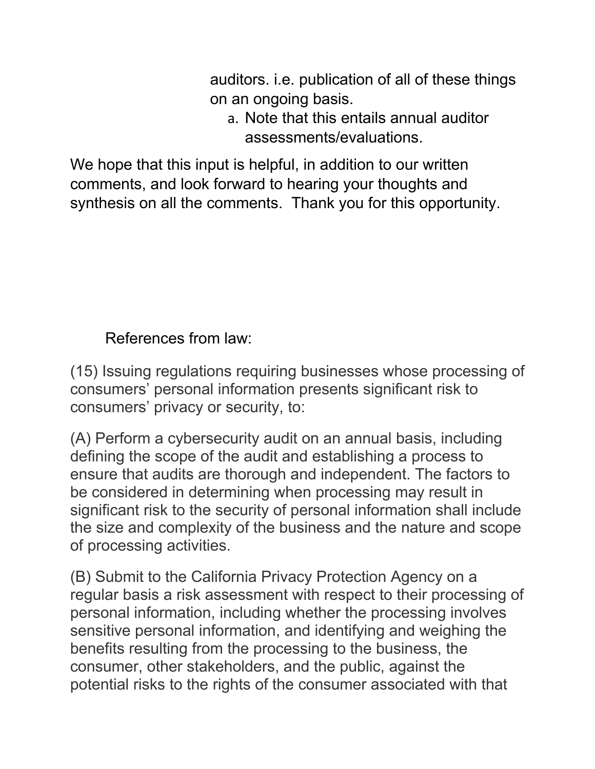auditors. i.e. publication of all of these things on an ongoing basis.

   a. Note that this entails annual auditor assessments/evaluations.

We hope that this input is helpful, in addition to our written comments, and look forward to hearing your thoughts and synthesis on all the comments.  Thank you for this opportunity.

References from law:

(15) Issuing regulations requiring businesses whose processing of consumers' personal information presents significant risk to consumers' privacy or security, to:

(A) Perform a cybersecurity audit on an annual basis, including defining the scope of the audit and establishing a process to ensure that audits are thorough and independent. The factors to be considered in determining when processing may result in significant risk to the security of personal information shall include the size and complexity of the business and the nature and scope of processing activities.

(B) Submit to the California Privacy Protection Agency on a regular basis a risk assessment with respect to their processing of personal information, including whether the processing involves sensitive personal information, and identifying and weighing the benefits resulting from the processing to the business, the consumer, other stakeholders, and the public, against the potential risks to the rights of the consumer associated with that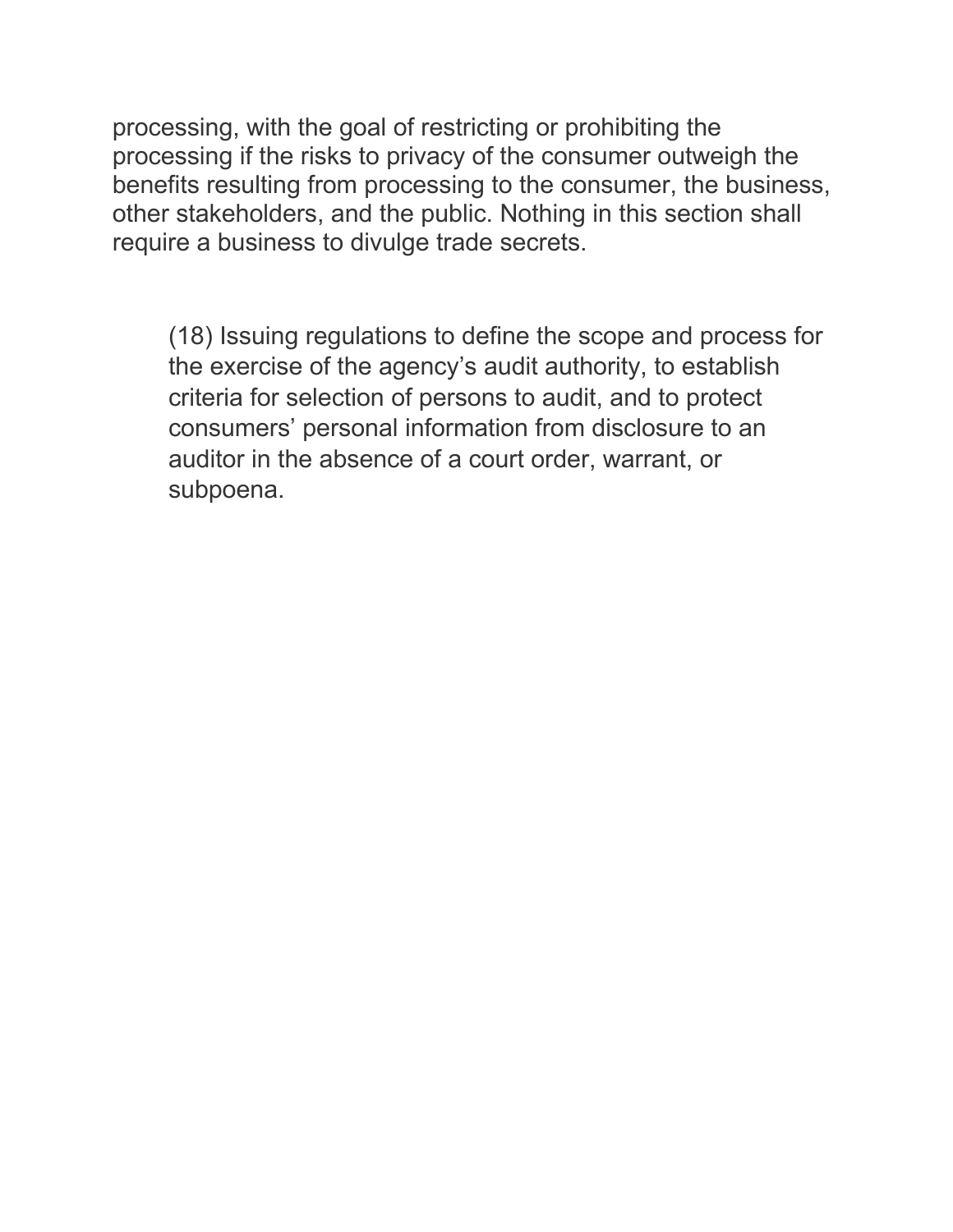processing, with the goal of restricting or prohibiting the processing if the risks to privacy of the consumer outweigh the benefits resulting from processing to the consumer, the business, other stakeholders, and the public. Nothing in this section shall require a business to divulge trade secrets.

(18) Issuing regulations to define the scope and process for the exercise of the agency's audit authority, to establish criteria for selection of persons to audit, and to protect consumers' personal information from disclosure to an auditor in the absence of a court order, warrant, or subpoena.